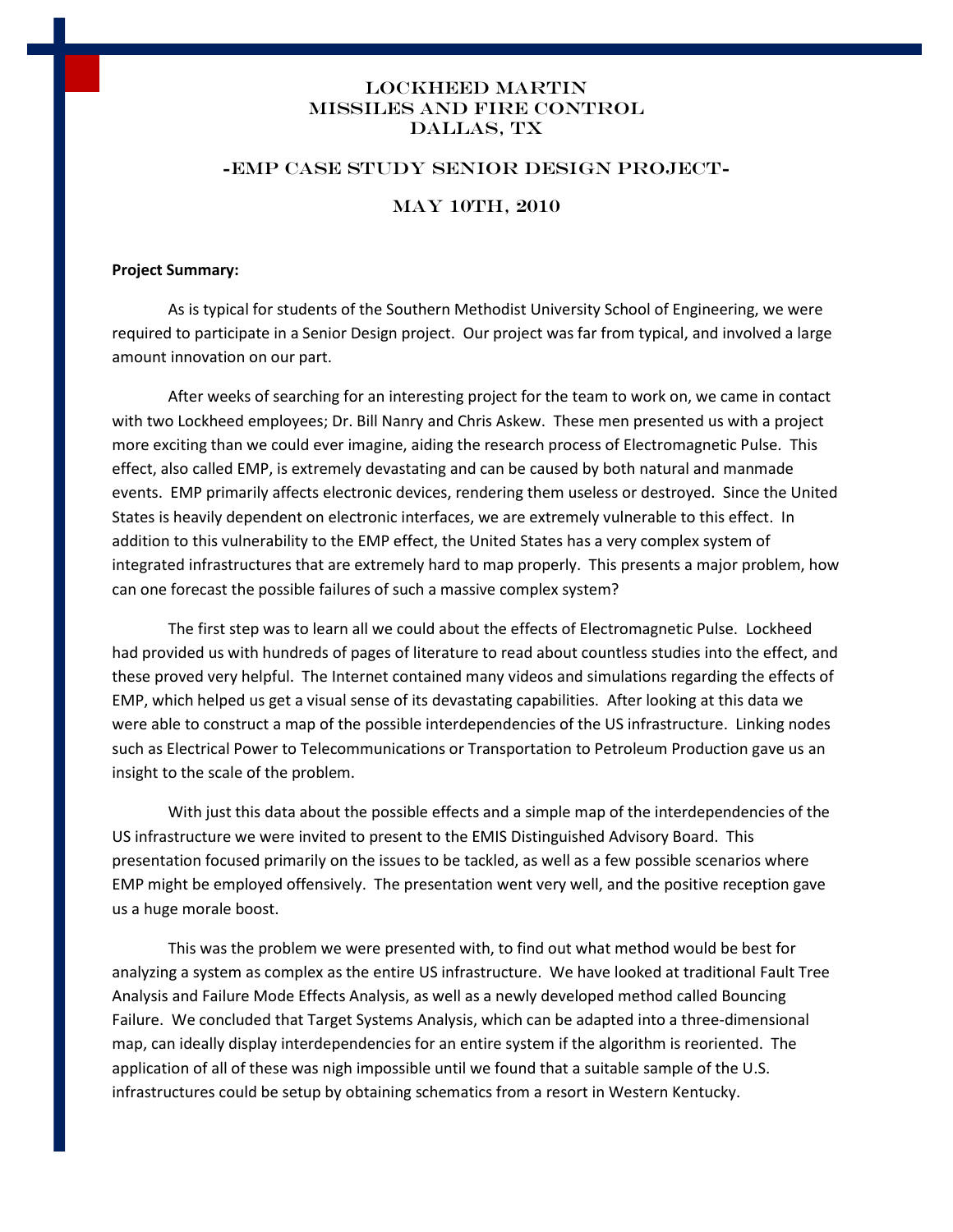# Lockheed Martin
# Missiles and Fire Control
# Dallas, TX

## -EMP Case Study Senior Design Project-

## May 10th, 2010

**Project Summary:**

As is typical for students of the Southern Methodist University School of Engineering, we were required to participate in a Senior Design project. Our project was far from typical, and involved a large amount innovation on our part.

After weeks of searching for an interesting project for the team to work on, we came in contact with two Lockheed employees; Dr. Bill Nanry and Chris Askew. These men presented us with a project more exciting than we could ever imagine, aiding the research process of Electromagnetic Pulse. This effect, also called EMP, is extremely devastating and can be caused by both natural and manmade events. EMP primarily affects electronic devices, rendering them useless or destroyed. Since the United States is heavily dependent on electronic interfaces, we are extremely vulnerable to this effect. In addition to this vulnerability to the EMP effect, the United States has a very complex system of integrated infrastructures that are extremely hard to map properly. This presents a major problem, how can one forecast the possible failures of such a massive complex system?

The first step was to learn all we could about the effects of Electromagnetic Pulse. Lockheed had provided us with hundreds of pages of literature to read about countless studies into the effect, and these proved very helpful. The Internet contained many videos and simulations regarding the effects of EMP, which helped us get a visual sense of its devastating capabilities. After looking at this data we were able to construct a map of the possible interdependencies of the US infrastructure. Linking nodes such as Electrical Power to Telecommunications or Transportation to Petroleum Production gave us an insight to the scale of the problem.

With just this data about the possible effects and a simple map of the interdependencies of the US infrastructure we were invited to present to the EMIS Distinguished Advisory Board. This presentation focused primarily on the issues to be tackled, as well as a few possible scenarios where EMP might be employed offensively. The presentation went very well, and the positive reception gave us a huge morale boost.

This was the problem we were presented with, to find out what method would be best for analyzing a system as complex as the entire US infrastructure. We have looked at traditional Fault Tree Analysis and Failure Mode Effects Analysis, as well as a newly developed method called Bouncing Failure. We concluded that Target Systems Analysis, which can be adapted into a three-dimensional map, can ideally display interdependencies for an entire system if the algorithm is reoriented. The application of all of these was nigh impossible until we found that a suitable sample of the U.S. infrastructures could be setup by obtaining schematics from a resort in Western Kentucky.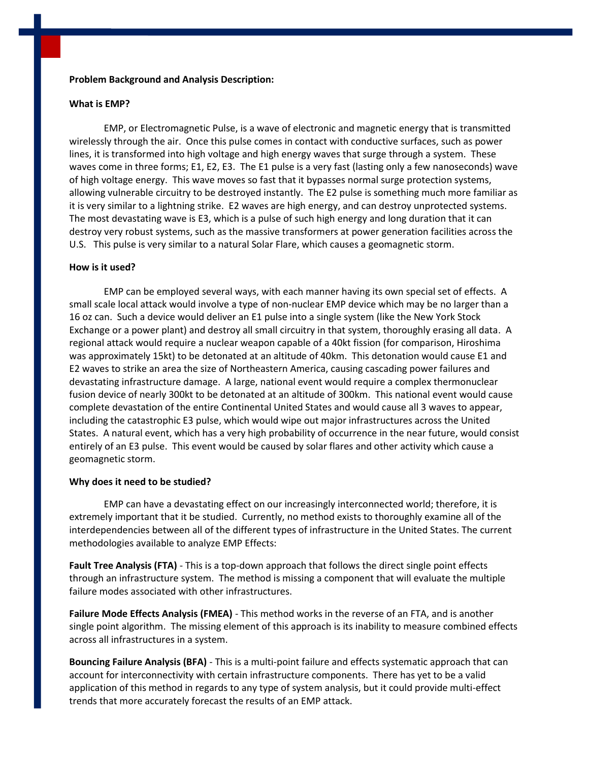**Problem Background and Analysis Description:**

**What is EMP?**

EMP, or Electromagnetic Pulse, is a wave of electronic and magnetic energy that is transmitted wirelessly through the air. Once this pulse comes in contact with conductive surfaces, such as power lines, it is transformed into high voltage and high energy waves that surge through a system. These waves come in three forms; E1, E2, E3. The E1 pulse is a very fast (lasting only a few nanoseconds) wave of high voltage energy. This wave moves so fast that it bypasses normal surge protection systems, allowing vulnerable circuitry to be destroyed instantly. The E2 pulse is something much more familiar as it is very similar to a lightning strike. E2 waves are high energy, and can destroy unprotected systems. The most devastating wave is E3, which is a pulse of such high energy and long duration that it can destroy very robust systems, such as the massive transformers at power generation facilities across the U.S. This pulse is very similar to a natural Solar Flare, which causes a geomagnetic storm.

**How is it used?**

EMP can be employed several ways, with each manner having its own special set of effects. A small scale local attack would involve a type of non-nuclear EMP device which may be no larger than a 16 oz can. Such a device would deliver an E1 pulse into a single system (like the New York Stock Exchange or a power plant) and destroy all small circuitry in that system, thoroughly erasing all data. A regional attack would require a nuclear weapon capable of a 40kt fission (for comparison, Hiroshima was approximately 15kt) to be detonated at an altitude of 40km. This detonation would cause E1 and E2 waves to strike an area the size of Northeastern America, causing cascading power failures and devastating infrastructure damage. A large, national event would require a complex thermonuclear fusion device of nearly 300kt to be detonated at an altitude of 300km. This national event would cause complete devastation of the entire Continental United States and would cause all 3 waves to appear, including the catastrophic E3 pulse, which would wipe out major infrastructures across the United States. A natural event, which has a very high probability of occurrence in the near future, would consist entirely of an E3 pulse. This event would be caused by solar flares and other activity which cause a geomagnetic storm.

**Why does it need to be studied?**

EMP can have a devastating effect on our increasingly interconnected world; therefore, it is extremely important that it be studied. Currently, no method exists to thoroughly examine all of the interdependencies between all of the different types of infrastructure in the United States. The current methodologies available to analyze EMP Effects:

**Fault Tree Analysis (FTA)** - This is a top-down approach that follows the direct single point effects through an infrastructure system. The method is missing a component that will evaluate the multiple failure modes associated with other infrastructures.

**Failure Mode Effects Analysis (FMEA)** - This method works in the reverse of an FTA, and is another single point algorithm. The missing element of this approach is its inability to measure combined effects across all infrastructures in a system.

**Bouncing Failure Analysis (BFA)** - This is a multi-point failure and effects systematic approach that can account for interconnectivity with certain infrastructure components. There has yet to be a valid application of this method in regards to any type of system analysis, but it could provide multi-effect trends that more accurately forecast the results of an EMP attack.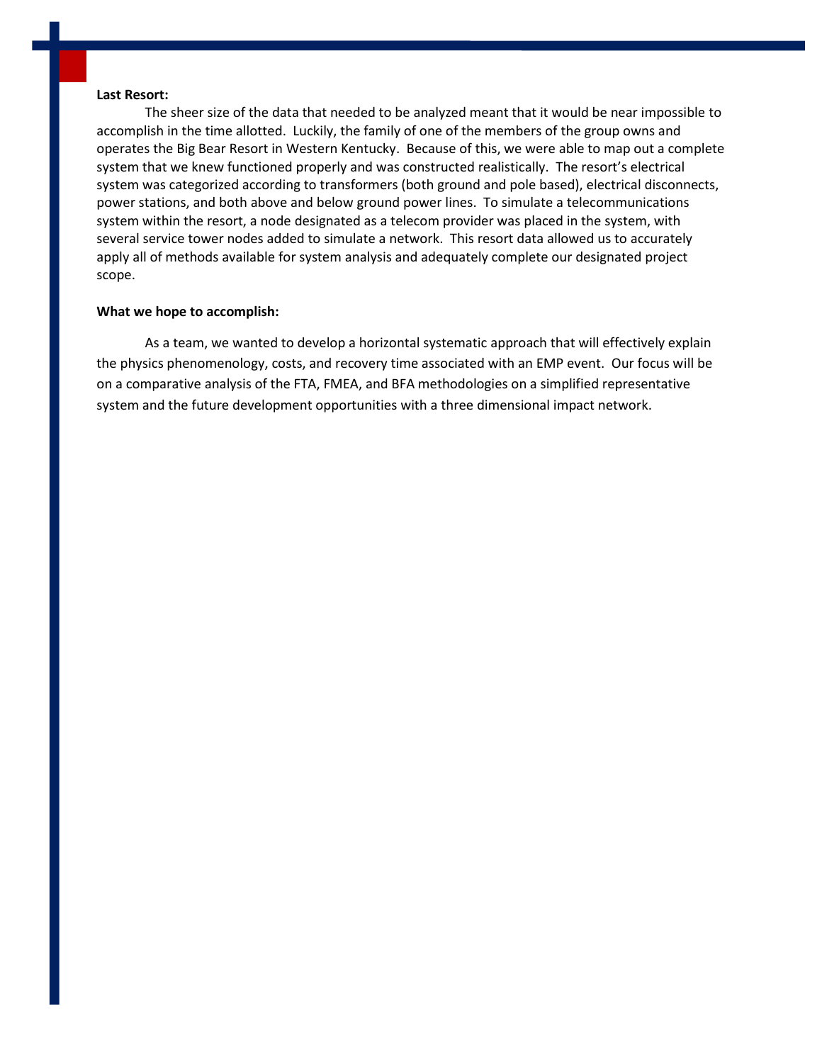**Last Resort:**

The sheer size of the data that needed to be analyzed meant that it would be near impossible to accomplish in the time allotted. Luckily, the family of one of the members of the group owns and operates the Big Bear Resort in Western Kentucky. Because of this, we were able to map out a complete system that we knew functioned properly and was constructed realistically. The resort's electrical system was categorized according to transformers (both ground and pole based), electrical disconnects, power stations, and both above and below ground power lines. To simulate a telecommunications system within the resort, a node designated as a telecom provider was placed in the system, with several service tower nodes added to simulate a network. This resort data allowed us to accurately apply all of methods available for system analysis and adequately complete our designated project scope.

**What we hope to accomplish:**

As a team, we wanted to develop a horizontal systematic approach that will effectively explain the physics phenomenology, costs, and recovery time associated with an EMP event. Our focus will be on a comparative analysis of the FTA, FMEA, and BFA methodologies on a simplified representative system and the future development opportunities with a three dimensional impact network.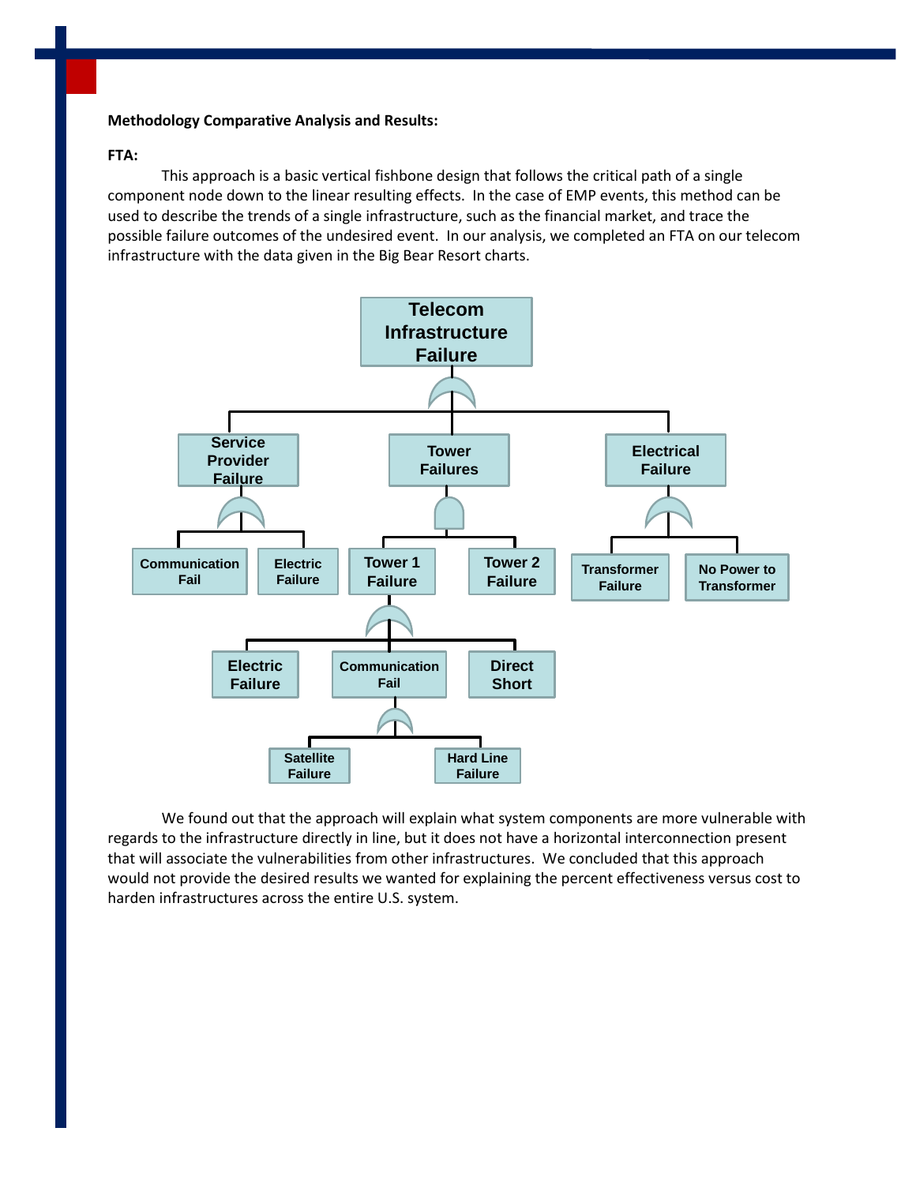**Methodology Comparative Analysis and Results:**

**FTA:**

This approach is a basic vertical fishbone design that follows the critical path of a single component node down to the linear resulting effects. In the case of EMP events, this method can be used to describe the trends of a single infrastructure, such as the financial market, and trace the possible failure outcomes of the undesired event. In our analysis, we completed an FTA on our telecom infrastructure with the data given in the Big Bear Resort charts.

- Telecom Infrastructure Failure
  - Service Provider Failure
    - Communication Fail
    - Electric Failure
  - Tower Failures
    - Tower 1 Failure
      - Electric Failure
      - Communication Fail
        - Satellite Failure
        - Hard Line Failure
      - Direct Short
    - Tower 2 Failure
  - Electrical Failure
    - Transformer Failure
    - No Power to Transformer

We found out that the approach will explain what system components are more vulnerable with regards to the infrastructure directly in line, but it does not have a horizontal interconnection present that will associate the vulnerabilities from other infrastructures. We concluded that this approach would not provide the desired results we wanted for explaining the percent effectiveness versus cost to harden infrastructures across the entire U.S. system.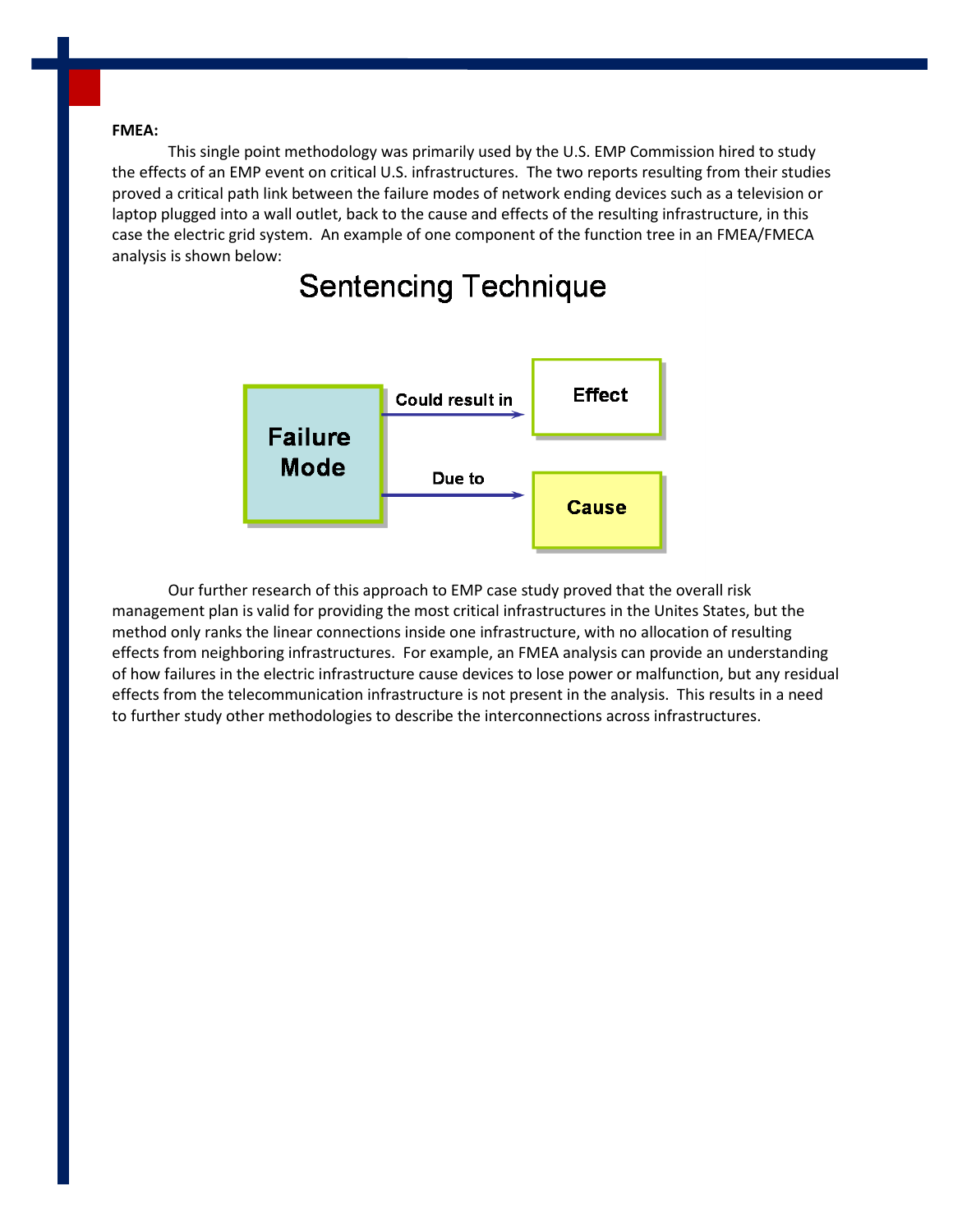**FMEA:**

This single point methodology was primarily used by the U.S. EMP Commission hired to study the effects of an EMP event on critical U.S. infrastructures. The two reports resulting from their studies proved a critical path link between the failure modes of network ending devices such as a television or laptop plugged into a wall outlet, back to the cause and effects of the resulting infrastructure, in this case the electric grid system. An example of one component of the function tree in an FMEA/FMECA analysis is shown below:

Sentencing Technique

Failure Mode — Could result in → Effect

Failure Mode — Due to → Cause

Our further research of this approach to EMP case study proved that the overall risk management plan is valid for providing the most critical infrastructures in the Unites States, but the method only ranks the linear connections inside one infrastructure, with no allocation of resulting effects from neighboring infrastructures. For example, an FMEA analysis can provide an understanding of how failures in the electric infrastructure cause devices to lose power or malfunction, but any residual effects from the telecommunication infrastructure is not present in the analysis. This results in a need to further study other methodologies to describe the interconnections across infrastructures.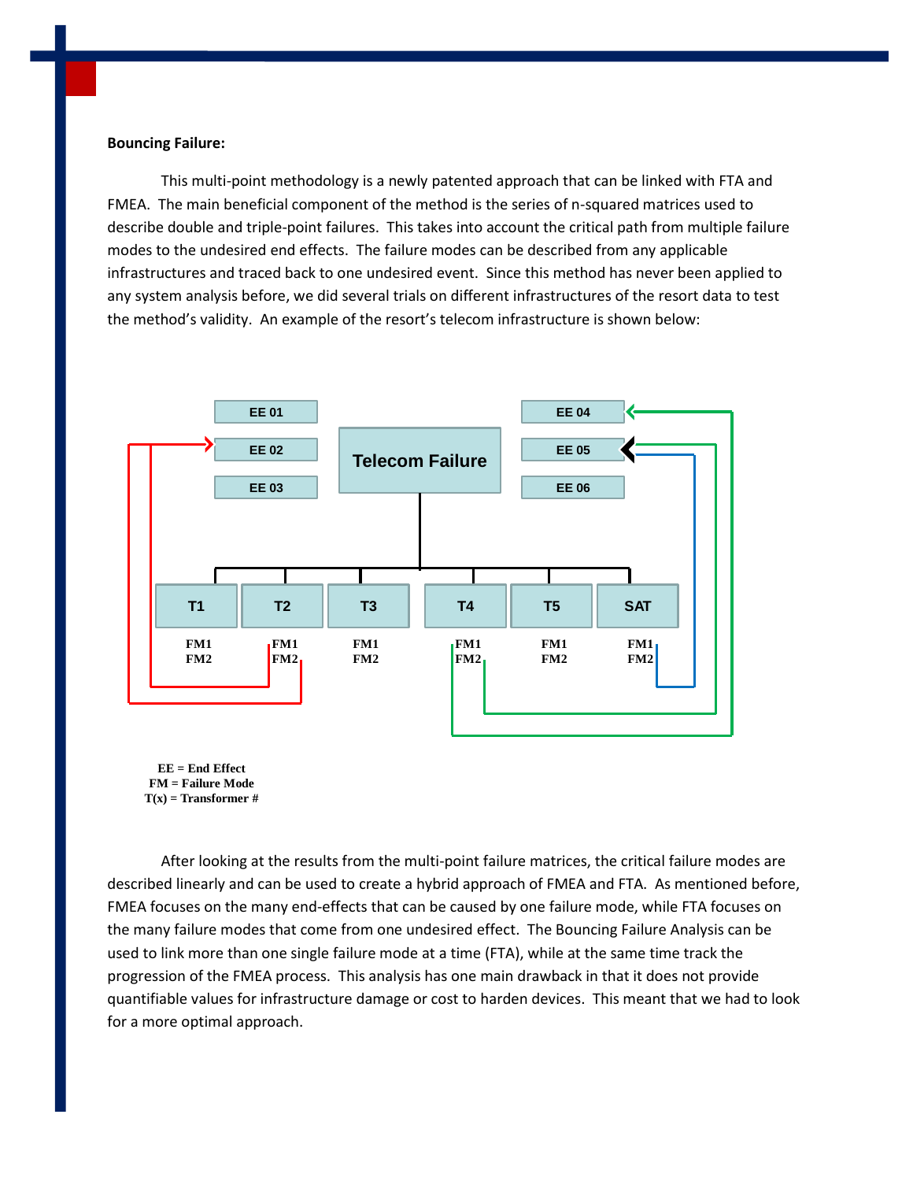**Bouncing Failure:**

This multi-point methodology is a newly patented approach that can be linked with FTA and FMEA. The main beneficial component of the method is the series of n-squared matrices used to describe double and triple-point failures. This takes into account the critical path from multiple failure modes to the undesired end effects. The failure modes can be described from any applicable infrastructures and traced back to one undesired event. Since this method has never been applied to any system analysis before, we did several trials on different infrastructures of the resort data to test the method's validity. An example of the resort's telecom infrastructure is shown below:

EE 01
EE 02
EE 03

Telecom Failure

EE 04
EE 05
EE 06

T1 FM1 FM2
T2 FM1 FM2
T3 FM1 FM2
T4 FM1 FM2
T5 FM1 FM2
SAT FM1 FM2

EE = End Effect
FM = Failure Mode
T(x) = Transformer #

After looking at the results from the multi-point failure matrices, the critical failure modes are described linearly and can be used to create a hybrid approach of FMEA and FTA. As mentioned before, FMEA focuses on the many end-effects that can be caused by one failure mode, while FTA focuses on the many failure modes that come from one undesired effect. The Bouncing Failure Analysis can be used to link more than one single failure mode at a time (FTA), while at the same time track the progression of the FMEA process. This analysis has one main drawback in that it does not provide quantifiable values for infrastructure damage or cost to harden devices. This meant that we had to look for a more optimal approach.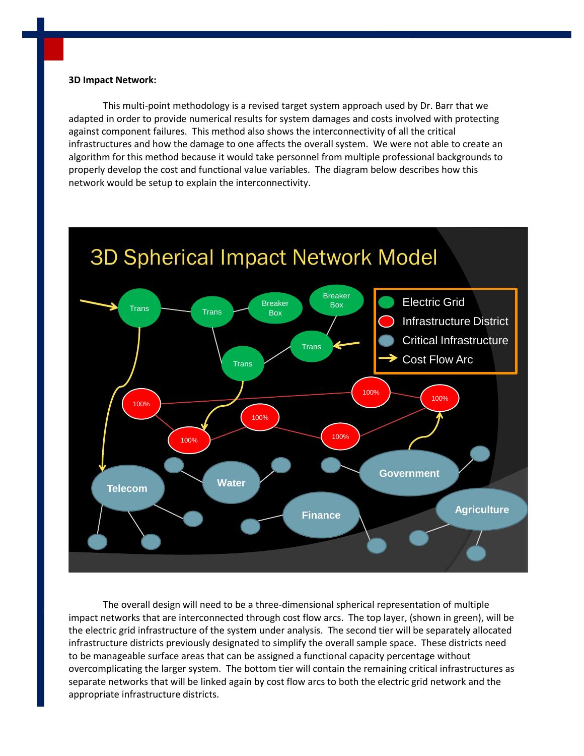**3D Impact Network:**

This multi-point methodology is a revised target system approach used by Dr. Barr that we adapted in order to provide numerical results for system damages and costs involved with protecting against component failures. This method also shows the interconnectivity of all the critical infrastructures and how the damage to one affects the overall system. We were not able to create an algorithm for this method because it would take personnel from multiple professional backgrounds to properly develop the cost and functional value variables. The diagram below describes how this network would be setup to explain the interconnectivity.

The overall design will need to be a three-dimensional spherical representation of multiple impact networks that are interconnected through cost flow arcs. The top layer, (shown in green), will be the electric grid infrastructure of the system under analysis. The second tier will be separately allocated infrastructure districts previously designated to simplify the overall sample space. These districts need to be manageable surface areas that can be assigned a functional capacity percentage without overcomplicating the larger system. The bottom tier will contain the remaining critical infrastructures as separate networks that will be linked again by cost flow arcs to both the electric grid network and the appropriate infrastructure districts.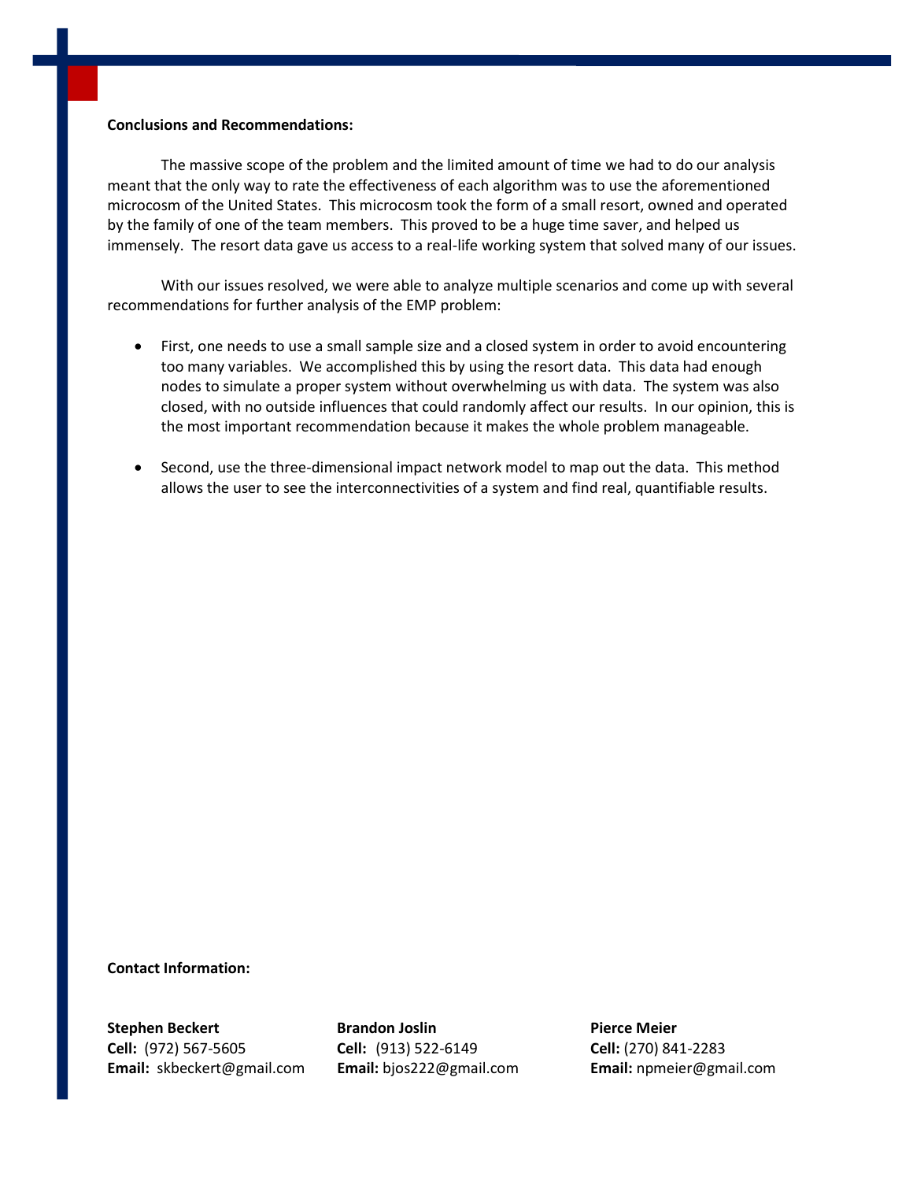**Conclusions and Recommendations:**

The massive scope of the problem and the limited amount of time we had to do our analysis meant that the only way to rate the effectiveness of each algorithm was to use the aforementioned microcosm of the United States. This microcosm took the form of a small resort, owned and operated by the family of one of the team members. This proved to be a huge time saver, and helped us immensely. The resort data gave us access to a real-life working system that solved many of our issues.

With our issues resolved, we were able to analyze multiple scenarios and come up with several recommendations for further analysis of the EMP problem:

- First, one needs to use a small sample size and a closed system in order to avoid encountering too many variables. We accomplished this by using the resort data. This data had enough nodes to simulate a proper system without overwhelming us with data. The system was also closed, with no outside influences that could randomly affect our results. In our opinion, this is the most important recommendation because it makes the whole problem manageable.

- Second, use the three-dimensional impact network model to map out the data. This method allows the user to see the interconnectivities of a system and find real, quantifiable results.

**Contact Information:**

**Stephen Beckert**
**Cell:** (972) 567-5605
**Email:** skbeckert@gmail.com

**Brandon Joslin**
**Cell:** (913) 522-6149
**Email:** bjos222@gmail.com

**Pierce Meier**
**Cell:** (270) 841-2283
**Email:** npmeier@gmail.com